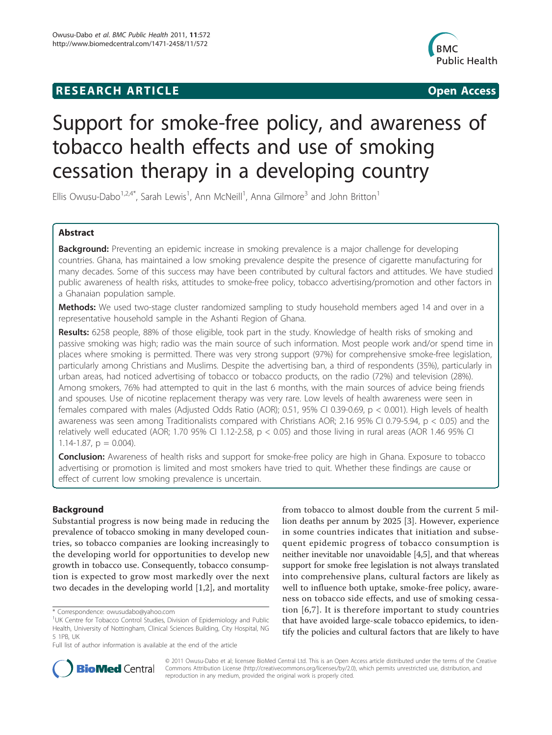**RESEARCH ARTICLE** **Open Access**

# Support for smoke-free policy, and awareness of tobacco health effects and use of smoking cessation therapy in a developing country

Ellis Owusu-Dabo[1,2,4*], Sarah Lewis[1], Ann McNeill[1], Anna Gilmore[3] and John Britton[1]

## Abstract

**Background:** Preventing an epidemic increase in smoking prevalence is a major challenge for developing countries. Ghana, has maintained a low smoking prevalence despite the presence of cigarette manufacturing for many decades. Some of this success may have been contributed by cultural factors and attitudes. We have studied public awareness of health risks, attitudes to smoke-free policy, tobacco advertising/promotion and other factors in a Ghanaian population sample.

**Methods:** We used two-stage cluster randomized sampling to study household members aged 14 and over in a representative household sample in the Ashanti Region of Ghana.

**Results:** 6258 people, 88% of those eligible, took part in the study. Knowledge of health risks of smoking and passive smoking was high; radio was the main source of such information. Most people work and/or spend time in places where smoking is permitted. There was very strong support (97%) for comprehensive smoke-free legislation, particularly among Christians and Muslims. Despite the advertising ban, a third of respondents (35%), particularly in urban areas, had noticed advertising of tobacco or tobacco products, on the radio (72%) and television (28%). Among smokers, 76% had attempted to quit in the last 6 months, with the main sources of advice being friends and spouses. Use of nicotine replacement therapy was very rare. Low levels of health awareness were seen in females compared with males (Adjusted Odds Ratio (AOR); 0.51, 95% CI 0.39-0.69, $p < 0.001$). High levels of health awareness was seen among Traditionalists compared with Christians AOR; 2.16 95% CI 0.79-5.94, $p < 0.05$) and the relatively well educated (AOR; 1.70 95% CI 1.12-2.58, $p < 0.05$) and those living in rural areas (AOR 1.46 95% CI 1.14-1.87, $p = 0.004$).

**Conclusion:** Awareness of health risks and support for smoke-free policy are high in Ghana. Exposure to tobacco advertising or promotion is limited and most smokers have tried to quit. Whether these findings are cause or effect of current low smoking prevalence is uncertain.

## Background

Substantial progress is now being made in reducing the prevalence of tobacco smoking in many developed countries, so tobacco companies are looking increasingly to the developing world for opportunities to develop new growth in tobacco use. Consequently, tobacco consumption is expected to grow most markedly over the next two decades in the developing world [1,2], and mortality from tobacco to almost double from the current 5 million deaths per annum by 2025 [3]. However, experience in some countries indicates that initiation and subsequent epidemic progress of tobacco consumption is neither inevitable nor unavoidable [4,5], and that whereas support for smoke free legislation is not always translated into comprehensive plans, cultural factors are likely as well to influence both uptake, smoke-free policy, awareness on tobacco side effects, and use of smoking cessation [6,7]. It is therefore important to study countries that have avoided large-scale tobacco epidemics, to identify the policies and cultural factors that are likely to have

\* Correspondence: owusudabo@yahoo.com
[1]UK Centre for Tobacco Control Studies, Division of Epidemiology and Public Health, University of Nottingham, Clinical Sciences Building, City Hospital, NG 5 1PB, UK
Full list of author information is available at the end of the article

© 2011 Owusu-Dabo et al; licensee BioMed Central Ltd. This is an Open Access article distributed under the terms of the Creative Commons Attribution License (http://creativecommons.org/licenses/by/2.0), which permits unrestricted use, distribution, and reproduction in any medium, provided the original work is properly cited.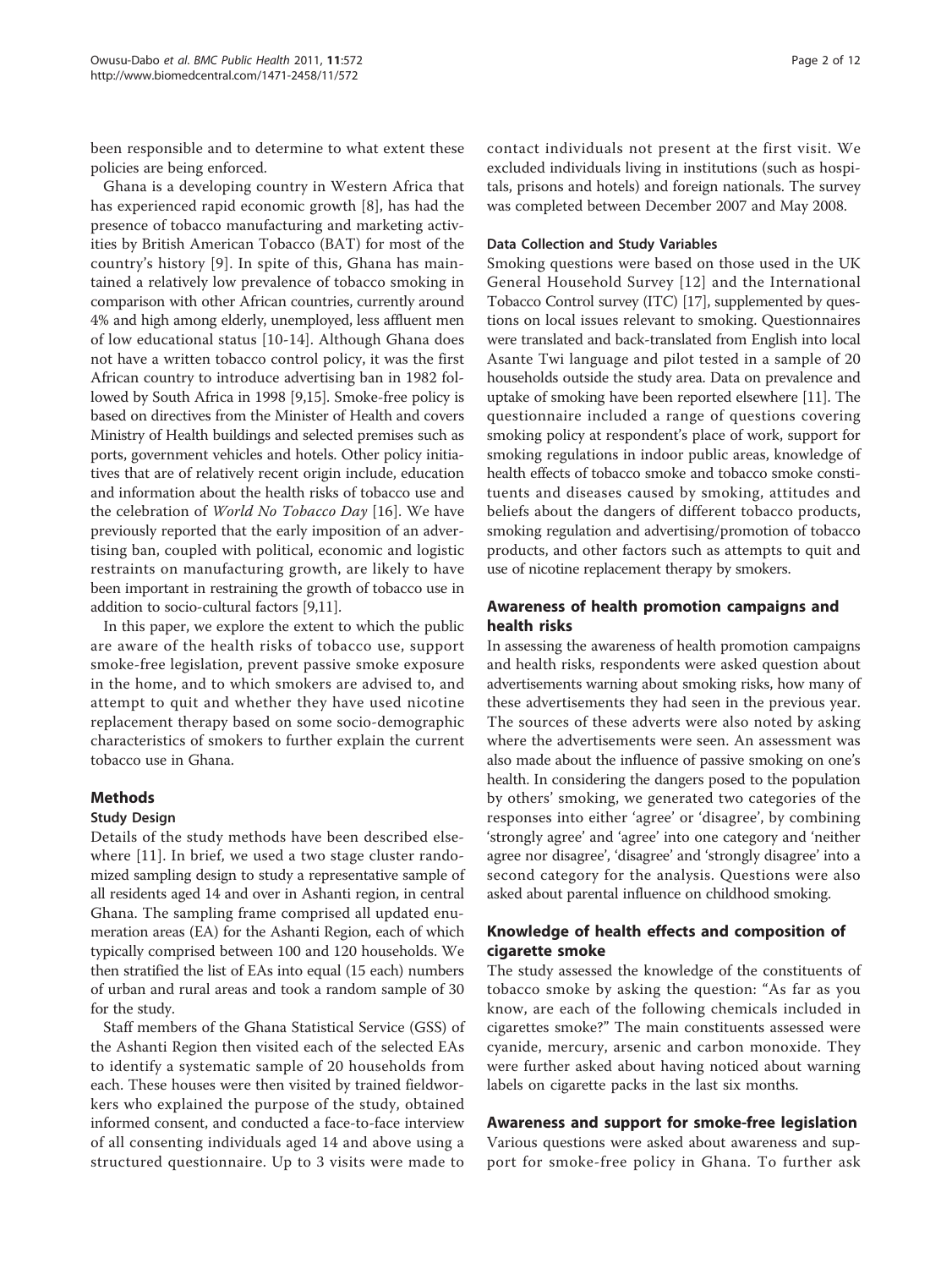been responsible and to determine to what extent these policies are being enforced.

Ghana is a developing country in Western Africa that has experienced rapid economic growth [8], has had the presence of tobacco manufacturing and marketing activities by British American Tobacco (BAT) for most of the country's history [9]. In spite of this, Ghana has maintained a relatively low prevalence of tobacco smoking in comparison with other African countries, currently around 4% and high among elderly, unemployed, less affluent men of low educational status [10-14]. Although Ghana does not have a written tobacco control policy, it was the first African country to introduce advertising ban in 1982 followed by South Africa in 1998 [9,15]. Smoke-free policy is based on directives from the Minister of Health and covers Ministry of Health buildings and selected premises such as ports, government vehicles and hotels. Other policy initiatives that are of relatively recent origin include, education and information about the health risks of tobacco use and the celebration of *World No Tobacco Day* [16]. We have previously reported that the early imposition of an advertising ban, coupled with political, economic and logistic restraints on manufacturing growth, are likely to have been important in restraining the growth of tobacco use in addition to socio-cultural factors [9,11].

In this paper, we explore the extent to which the public are aware of the health risks of tobacco use, support smoke-free legislation, prevent passive smoke exposure in the home, and to which smokers are advised to, and attempt to quit and whether they have used nicotine replacement therapy based on some socio-demographic characteristics of smokers to further explain the current tobacco use in Ghana.

## Methods

### Study Design

Details of the study methods have been described elsewhere [11]. In brief, we used a two stage cluster randomized sampling design to study a representative sample of all residents aged 14 and over in Ashanti region, in central Ghana. The sampling frame comprised all updated enumeration areas (EA) for the Ashanti Region, each of which typically comprised between 100 and 120 households. We then stratified the list of EAs into equal (15 each) numbers of urban and rural areas and took a random sample of 30 for the study.

Staff members of the Ghana Statistical Service (GSS) of the Ashanti Region then visited each of the selected EAs to identify a systematic sample of 20 households from each. These houses were then visited by trained fieldworkers who explained the purpose of the study, obtained informed consent, and conducted a face-to-face interview of all consenting individuals aged 14 and above using a structured questionnaire. Up to 3 visits were made to contact individuals not present at the first visit. We excluded individuals living in institutions (such as hospitals, prisons and hotels) and foreign nationals. The survey was completed between December 2007 and May 2008.

### Data Collection and Study Variables

Smoking questions were based on those used in the UK General Household Survey [12] and the International Tobacco Control survey (ITC) [17], supplemented by questions on local issues relevant to smoking. Questionnaires were translated and back-translated from English into local Asante Twi language and pilot tested in a sample of 20 households outside the study area. Data on prevalence and uptake of smoking have been reported elsewhere [11]. The questionnaire included a range of questions covering smoking policy at respondent's place of work, support for smoking regulations in indoor public areas, knowledge of health effects of tobacco smoke and tobacco smoke constituents and diseases caused by smoking, attitudes and beliefs about the dangers of different tobacco products, smoking regulation and advertising/promotion of tobacco products, and other factors such as attempts to quit and use of nicotine replacement therapy by smokers.

## Awareness of health promotion campaigns and health risks

In assessing the awareness of health promotion campaigns and health risks, respondents were asked question about advertisements warning about smoking risks, how many of these advertisements they had seen in the previous year. The sources of these adverts were also noted by asking where the advertisements were seen. An assessment was also made about the influence of passive smoking on one's health. In considering the dangers posed to the population by others' smoking, we generated two categories of the responses into either 'agree' or 'disagree', by combining 'strongly agree' and 'agree' into one category and 'neither agree nor disagree', 'disagree' and 'strongly disagree' into a second category for the analysis. Questions were also asked about parental influence on childhood smoking.

## Knowledge of health effects and composition of cigarette smoke

The study assessed the knowledge of the constituents of tobacco smoke by asking the question: "As far as you know, are each of the following chemicals included in cigarettes smoke?" The main constituents assessed were cyanide, mercury, arsenic and carbon monoxide. They were further asked about having noticed about warning labels on cigarette packs in the last six months.

## Awareness and support for smoke-free legislation

Various questions were asked about awareness and support for smoke-free policy in Ghana. To further ask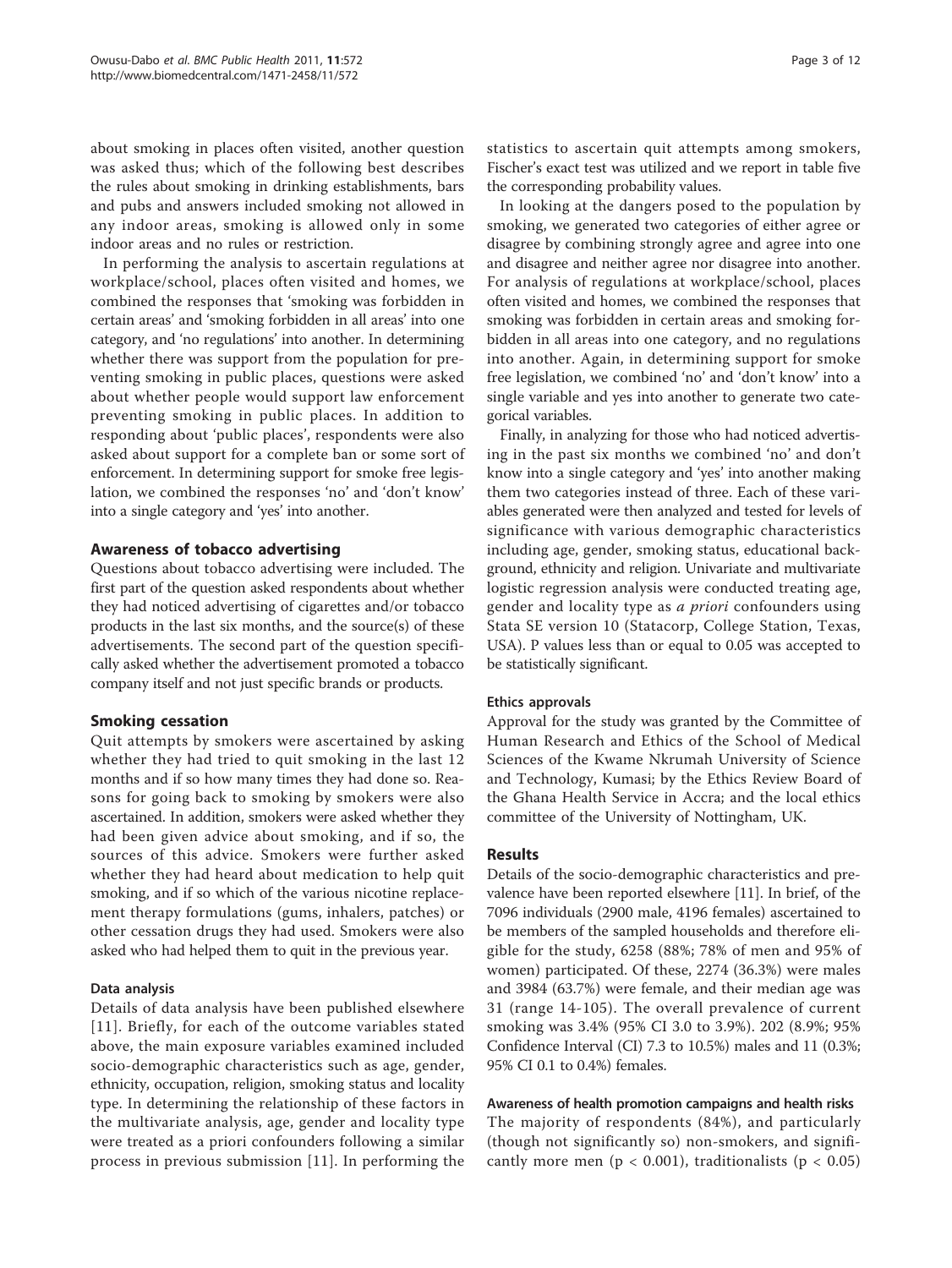about smoking in places often visited, another question was asked thus; which of the following best describes the rules about smoking in drinking establishments, bars and pubs and answers included smoking not allowed in any indoor areas, smoking is allowed only in some indoor areas and no rules or restriction.

In performing the analysis to ascertain regulations at workplace/school, places often visited and homes, we combined the responses that 'smoking was forbidden in certain areas' and 'smoking forbidden in all areas' into one category, and 'no regulations' into another. In determining whether there was support from the population for preventing smoking in public places, questions were asked about whether people would support law enforcement preventing smoking in public places. In addition to responding about 'public places', respondents were also asked about support for a complete ban or some sort of enforcement. In determining support for smoke free legislation, we combined the responses 'no' and 'don't know' into a single category and 'yes' into another.

## Awareness of tobacco advertising

Questions about tobacco advertising were included. The first part of the question asked respondents about whether they had noticed advertising of cigarettes and/or tobacco products in the last six months, and the source(s) of these advertisements. The second part of the question specifically asked whether the advertisement promoted a tobacco company itself and not just specific brands or products.

## Smoking cessation

Quit attempts by smokers were ascertained by asking whether they had tried to quit smoking in the last 12 months and if so how many times they had done so. Reasons for going back to smoking by smokers were also ascertained. In addition, smokers were asked whether they had been given advice about smoking, and if so, the sources of this advice. Smokers were further asked whether they had heard about medication to help quit smoking, and if so which of the various nicotine replacement therapy formulations (gums, inhalers, patches) or other cessation drugs they had used. Smokers were also asked who had helped them to quit in the previous year.

### Data analysis

Details of data analysis have been published elsewhere [11]. Briefly, for each of the outcome variables stated above, the main exposure variables examined included socio-demographic characteristics such as age, gender, ethnicity, occupation, religion, smoking status and locality type. In determining the relationship of these factors in the multivariate analysis, age, gender and locality type were treated as a priori confounders following a similar process in previous submission [11]. In performing the statistics to ascertain quit attempts among smokers, Fischer's exact test was utilized and we report in table five the corresponding probability values.

In looking at the dangers posed to the population by smoking, we generated two categories of either agree or disagree by combining strongly agree and agree into one and disagree and neither agree nor disagree into another. For analysis of regulations at workplace/school, places often visited and homes, we combined the responses that smoking was forbidden in certain areas and smoking forbidden in all areas into one category, and no regulations into another. Again, in determining support for smoke free legislation, we combined 'no' and 'don't know' into a single variable and yes into another to generate two categorical variables.

Finally, in analyzing for those who had noticed advertising in the past six months we combined 'no' and don't know into a single category and 'yes' into another making them two categories instead of three. Each of these variables generated were then analyzed and tested for levels of significance with various demographic characteristics including age, gender, smoking status, educational background, ethnicity and religion. Univariate and multivariate logistic regression analysis were conducted treating age, gender and locality type as *a priori* confounders using Stata SE version 10 (Statacorp, College Station, Texas, USA). P values less than or equal to 0.05 was accepted to be statistically significant.

### Ethics approvals

Approval for the study was granted by the Committee of Human Research and Ethics of the School of Medical Sciences of the Kwame Nkrumah University of Science and Technology, Kumasi; by the Ethics Review Board of the Ghana Health Service in Accra; and the local ethics committee of the University of Nottingham, UK.

## Results

Details of the socio-demographic characteristics and prevalence have been reported elsewhere [11]. In brief, of the 7096 individuals (2900 male, 4196 females) ascertained to be members of the sampled households and therefore eligible for the study, 6258 (88%; 78% of men and 95% of women) participated. Of these, 2274 (36.3%) were males and 3984 (63.7%) were female, and their median age was 31 (range 14-105). The overall prevalence of current smoking was 3.4% (95% CI 3.0 to 3.9%). 202 (8.9%; 95% Confidence Interval (CI) 7.3 to 10.5%) males and 11 (0.3%; 95% CI 0.1 to 0.4%) females.

### Awareness of health promotion campaigns and health risks

The majority of respondents (84%), and particularly (though not significantly so) non-smokers, and significantly more men ($p < 0.001$), traditionalists ($p < 0.05$)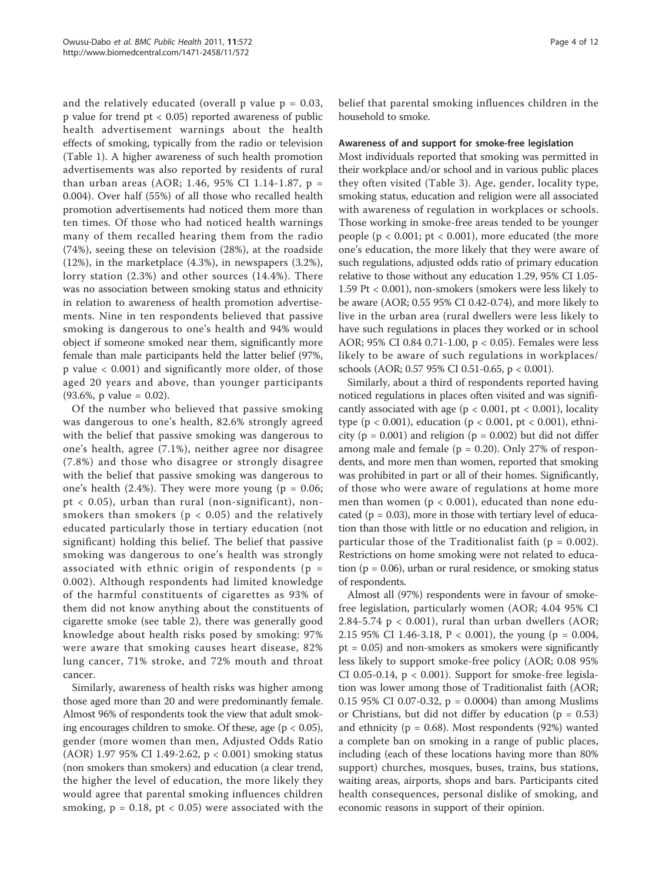and the relatively educated (overall p value $p = 0.03$, p value for trend $pt < 0.05$) reported awareness of public health advertisement warnings about the health effects of smoking, typically from the radio or television (Table 1). A higher awareness of such health promotion advertisements was also reported by residents of rural than urban areas (AOR; 1.46, 95% CI 1.14-1.87, $p = 0.004$). Over half (55%) of all those who recalled health promotion advertisements had noticed them more than ten times. Of those who had noticed health warnings many of them recalled hearing them from the radio (74%), seeing these on television (28%), at the roadside (12%), in the marketplace (4.3%), in newspapers (3.2%), lorry station (2.3%) and other sources (14.4%). There was no association between smoking status and ethnicity in relation to awareness of health promotion advertisements. Nine in ten respondents believed that passive smoking is dangerous to one's health and 94% would object if someone smoked near them, significantly more female than male participants held the latter belief (97%, p value $< 0.001$) and significantly more older, of those aged 20 years and above, than younger participants (93.6%, p value $= 0.02$).

Of the number who believed that passive smoking was dangerous to one's health, 82.6% strongly agreed with the belief that passive smoking was dangerous to one's health, agree (7.1%), neither agree nor disagree (7.8%) and those who disagree or strongly disagree with the belief that passive smoking was dangerous to one's health (2.4%). They were more young ($p = 0.06$; $pt < 0.05$), urban than rural (non-significant), non-smokers than smokers ($p < 0.05$) and the relatively educated particularly those in tertiary education (not significant) holding this belief. The belief that passive smoking was dangerous to one's health was strongly associated with ethnic origin of respondents ($p = 0.002$). Although respondents had limited knowledge of the harmful constituents of cigarettes as 93% of them did not know anything about the constituents of cigarette smoke (see table 2), there was generally good knowledge about health risks posed by smoking: 97% were aware that smoking causes heart disease, 82% lung cancer, 71% stroke, and 72% mouth and throat cancer.

Similarly, awareness of health risks was higher among those aged more than 20 and were predominantly female. Almost 96% of respondents took the view that adult smoking encourages children to smoke. Of these, age ($p < 0.05$), gender (more women than men, Adjusted Odds Ratio (AOR) 1.97 95% CI 1.49-2.62, $p < 0.001$) smoking status (non smokers than smokers) and education (a clear trend, the higher the level of education, the more likely they would agree that parental smoking influences children smoking, $p = 0.18$, $pt < 0.05$) were associated with the belief that parental smoking influences children in the household to smoke.

### Awareness of and support for smoke-free legislation

Most individuals reported that smoking was permitted in their workplace and/or school and in various public places they often visited (Table 3). Age, gender, locality type, smoking status, education and religion were all associated with awareness of regulation in workplaces or schools. Those working in smoke-free areas tended to be younger people ($p < 0.001$; $pt < 0.001$), more educated (the more one's education, the more likely that they were aware of such regulations, adjusted odds ratio of primary education relative to those without any education 1.29, 95% CI 1.05-1.59 $Pt < 0.001$), non-smokers (smokers were less likely to be aware (AOR; 0.55 95% CI 0.42-0.74), and more likely to live in the urban area (rural dwellers were less likely to have such regulations in places they worked or in school AOR; 95% CI 0.84 0.71-1.00, $p < 0.05$). Females were less likely to be aware of such regulations in workplaces/schools (AOR; 0.57 95% CI 0.51-0.65, $p < 0.001$).

Similarly, about a third of respondents reported having noticed regulations in places often visited and was significantly associated with age ($p < 0.001$, $pt < 0.001$), locality type ($p < 0.001$), education ($p < 0.001$, $pt < 0.001$), ethnicity ($p = 0.001$) and religion ($p = 0.002$) but did not differ among male and female ($p = 0.20$). Only 27% of respondents, and more men than women, reported that smoking was prohibited in part or all of their homes. Significantly, of those who were aware of regulations at home more men than women ($p < 0.001$), educated than none educated ($p = 0.03$), more in those with tertiary level of education than those with little or no education and religion, in particular those of the Traditionalist faith ($p = 0.002$). Restrictions on home smoking were not related to education ($p = 0.06$), urban or rural residence, or smoking status of respondents.

Almost all (97%) respondents were in favour of smoke-free legislation, particularly women (AOR; 4.04 95% CI 2.84-5.74 $p < 0.001$), rural than urban dwellers (AOR; 2.15 95% CI 1.46-3.18, $P < 0.001$), the young ($p = 0.004$, $pt = 0.05$) and non-smokers as smokers were significantly less likely to support smoke-free policy (AOR; 0.08 95% CI 0.05-0.14, $p < 0.001$). Support for smoke-free legislation was lower among those of Traditionalist faith (AOR; 0.15 95% CI 0.07-0.32, $p = 0.0004$) than among Muslims or Christians, but did not differ by education ($p = 0.53$) and ethnicity ($p = 0.68$). Most respondents (92%) wanted a complete ban on smoking in a range of public places, including (each of these locations having more than 80% support) churches, mosques, buses, trains, bus stations, waiting areas, airports, shops and bars. Participants cited health consequences, personal dislike of smoking, and economic reasons in support of their opinion.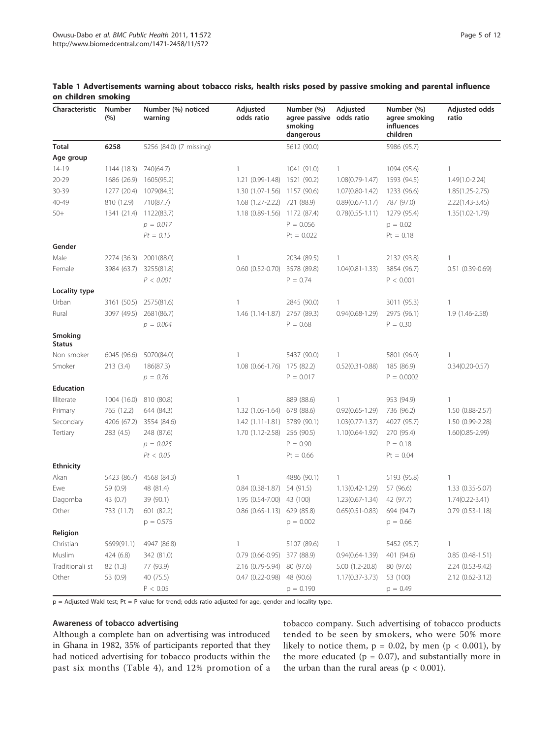**Table 1 Advertisements warning about tobacco risks, health risks posed by passive smoking and parental influence on children smoking**

| Characteristic | Number (%) | Number (%) noticed warning | Adjusted odds ratio | Number (%) agree passive smoking dangerous | Adjusted odds ratio | Number (%) agree smoking influences children | Adjusted odds ratio |
|---|---|---|---|---|---|---|---|
| **Total** | **6258** | 5256 (84.0) (7 missing) | | 5612 (90.0) | | 5986 (95.7) | |
| **Age group** | | | | | | | |
| 14-19 | 1144 (18.3) | 740(64.7) | 1 | 1041 (91.0) | 1 | 1094 (95.6) | 1 |
| 20-29 | 1686 (26.9) | 1605(95.2) | 1.21 (0.99-1.48) | 1521 (90.2) | 1.08(0.79-1.47) | 1593 (94.5) | 1.49(1.0-2.24) |
| 30-39 | 1277 (20.4) | 1079(84.5) | 1.30 (1.07-1.56) | 1157 (90.6) | 1.07(0.80-1.42) | 1233 (96.6) | 1.85(1.25-2.75) |
| 40-49 | 810 (12.9) | 710(87.7) | 1.68 (1.27-2.22) | 721 (88.9) | 0.89(0.67-1.17) | 787 (97.0) | 2.22(1.43-3.45) |
| 50+ | 1341 (21.4) | 1122(83.7) | 1.18 (0.89-1.56) | 1172 (87.4) | 0.78(0.55-1.11) | 1279 (95.4) | 1.35(1.02-1.79) |
| | | $p = 0.017$ | | $P = 0.056$ | | $p = 0.02$ | |
| | | $Pt = 0.15$ | | $Pt = 0.022$ | | $Pt = 0.18$ | |
| **Gender** | | | | | | | |
| Male | 2274 (36.3) | 2001(88.0) | 1 | 2034 (89.5) | 1 | 2132 (93.8) | 1 |
| Female | 3984 (63.7) | 3255(81.8) | 0.60 (0.52-0.70) | 3578 (89.8) | 1.04(0.81-1.33) | 3854 (96.7) | 0.51 (0.39-0.69) |
| | | $P < 0.001$ | | $P = 0.74$ | | $P < 0.001$ | |
| **Locality type** | | | | | | | |
| Urban | 3161 (50.5) | 2575(81.6) | 1 | 2845 (90.0) | 1 | 3011 (95.3) | 1 |
| Rural | 3097 (49.5) | 2681(86.7) | 1.46 (1.14-1.87) | 2767 (89.3) | 0.94(0.68-1.29) | 2975 (96.1) | 1.9 (1.46-2.58) |
| | | $p = 0.004$ | | $P = 0.68$ | | $P = 0.30$ | |
| **Smoking Status** | | | | | | | |
| Non smoker | 6045 (96.6) | 5070(84.0) | 1 | 5437 (90.0) | 1 | 5801 (96.0) | 1 |
| Smoker | 213 (3.4) | 186(87.3) | 1.08 (0.66-1.76) | 175 (82.2) | 0.52(0.31-0.88) | 185 (86.9) | 0.34(0.20-0.57) |
| | | $p = 0.76$ | | $P = 0.017$ | | $P = 0.0002$ | |
| **Education** | | | | | | | |
| Illiterate | 1004 (16.0) | 810 (80.8) | 1 | 889 (88.6) | 1 | 953 (94.9) | 1 |
| Primary | 765 (12.2) | 644 (84.3) | 1.32 (1.05-1.64) | 678 (88.6) | 0.92(0.65-1.29) | 736 (96.2) | 1.50 (0.88-2.57) |
| Secondary | 4206 (67.2) | 3554 (84.6) | 1.42 (1.11-1.81) | 3789 (90.1) | 1.03(0.77-1.37) | 4027 (95.7) | 1.50 (0.99-2.28) |
| Tertiary | 283 (4.5) | 248 (87.6) | 1.70 (1.12-2.58) | 256 (90.5) | 1.10(0.64-1.92) | 270 (95.4) | 1.60(0.85-2.99) |
| | | $p = 0.025$ | | $P = 0.90$ | | $P = 0.18$ | |
| | | $Pt < 0.05$ | | $Pt = 0.66$ | | $Pt = 0.04$ | |
| **Ethnicity** | | | | | | | |
| Akan | 5423 (86.7) | 4568 (84.3) | 1 | 4886 (90.1) | 1 | 5193 (95.8) | 1 |
| Ewe | 59 (0.9) | 48 (81.4) | 0.84 (0.38-1.87) | 54 (91.5) | 1.13(0.42-1.29) | 57 (96.6) | 1.33 (0.35-5.07) |
| Dagomba | 43 (0.7) | 39 (90.1) | 1.95 (0.54-7.00) | 43 (100) | 1.23(0.67-1.34) | 42 (97.7) | 1.74(0.22-3.41) |
| Other | 733 (11.7) | 601 (82.2) | 0.86 (0.65-1.13) | 629 (85.8) | 0.65(0.51-0.83) | 694 (94.7) | 0.79 (0.53-1.18) |
| | | $p = 0.575$ | | $p = 0.002$ | | $p = 0.66$ | |
| **Religion** | | | | | | | |
| Christian | 5699(91.1) | 4947 (86.8) | 1 | 5107 (89.6) | 1 | 5452 (95.7) | 1 |
| Muslim | 424 (6.8) | 342 (81.0) | 0.79 (0.66-0.95) | 377 (88.9) | 0.94(0.64-1.39) | 401 (94.6) | 0.85 (0.48-1.51) |
| Traditionali st | 82 (1.3) | 77 (93.9) | 2.16 (0.79-5.94) | 80 (97.6) | 5.00 (1.2-20.8) | 80 (97.6) | 2.24 (0.53-9.42) |
| Other | 53 (0.9) | 40 (75.5) | 0.47 (0.22-0.98) | 48 (90.6) | 1.17(0.37-3.73) | 53 (100) | 2.12 (0.62-3.12) |
| | | $P < 0.05$ | | $p = 0.190$ | | $p = 0.49$ | |

p = Adjusted Wald test; Pt = P value for trend; odds ratio adjusted for age, gender and locality type.

### Awareness of tobacco advertising

Although a complete ban on advertising was introduced in Ghana in 1982, 35% of participants reported that they had noticed advertising for tobacco products within the past six months (Table 4), and 12% promotion of a tobacco company. Such advertising of tobacco products tended to be seen by smokers, who were 50% more likely to notice them, $p = 0.02$, by men ($p < 0.001$), by the more educated ($p = 0.07$), and substantially more in the urban than the rural areas ($p < 0.001$).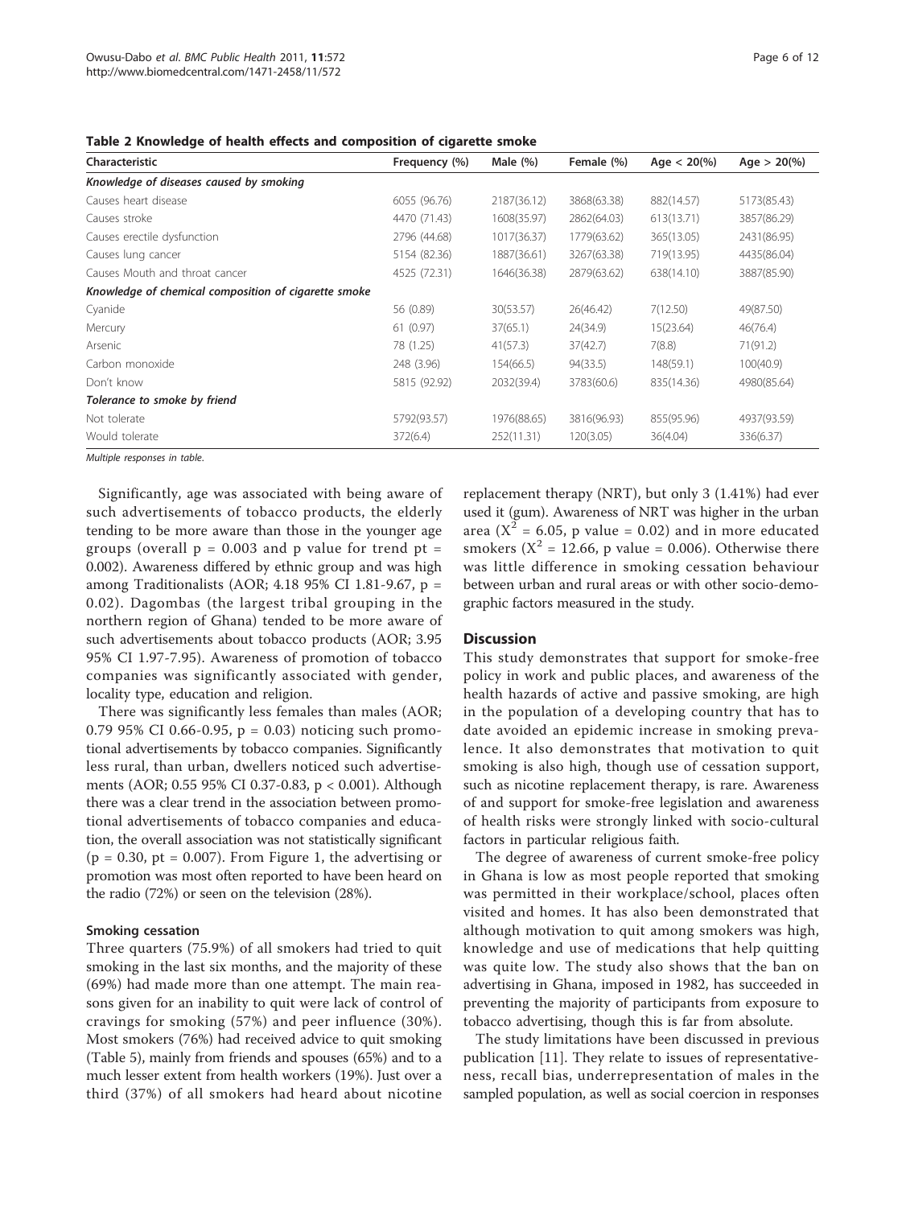**Table 2 Knowledge of health effects and composition of cigarette smoke**

| Characteristic | Frequency (%) | Male (%) | Female (%) | Age < 20(%) | Age > 20(%) |
|---|---|---|---|---|---|
| *Knowledge of diseases caused by smoking* | | | | | |
| Causes heart disease | 6055 (96.76) | 2187(36.12) | 3868(63.38) | 882(14.57) | 5173(85.43) |
| Causes stroke | 4470 (71.43) | 1608(35.97) | 2862(64.03) | 613(13.71) | 3857(86.29) |
| Causes erectile dysfunction | 2796 (44.68) | 1017(36.37) | 1779(63.62) | 365(13.05) | 2431(86.95) |
| Causes lung cancer | 5154 (82.36) | 1887(36.61) | 3267(63.38) | 719(13.95) | 4435(86.04) |
| Causes Mouth and throat cancer | 4525 (72.31) | 1646(36.38) | 2879(63.62) | 638(14.10) | 3887(85.90) |
| *Knowledge of chemical composition of cigarette smoke* | | | | | |
| Cyanide | 56 (0.89) | 30(53.57) | 26(46.42) | 7(12.50) | 49(87.50) |
| Mercury | 61 (0.97) | 37(65.1) | 24(34.9) | 15(23.64) | 46(76.4) |
| Arsenic | 78 (1.25) | 41(57.3) | 37(42.7) | 7(8.8) | 71(91.2) |
| Carbon monoxide | 248 (3.96) | 154(66.5) | 94(33.5) | 148(59.1) | 100(40.9) |
| Don't know | 5815 (92.92) | 2032(39.4) | 3783(60.6) | 835(14.36) | 4980(85.64) |
| *Tolerance to smoke by friend* | | | | | |
| Not tolerate | 5792(93.57) | 1976(88.65) | 3816(96.93) | 855(95.96) | 4937(93.59) |
| Would tolerate | 372(6.4) | 252(11.31) | 120(3.05) | 36(4.04) | 336(6.37) |

*Multiple responses in table.*

Significantly, age was associated with being aware of such advertisements of tobacco products, the elderly tending to be more aware than those in the younger age groups (overall $p = 0.003$ and p value for trend $pt = 0.002$). Awareness differed by ethnic group and was high among Traditionalists (AOR; 4.18 95% CI 1.81-9.67, $p = 0.02$). Dagombas (the largest tribal grouping in the northern region of Ghana) tended to be more aware of such advertisements about tobacco products (AOR; 3.95 95% CI 1.97-7.95). Awareness of promotion of tobacco companies was significantly associated with gender, locality type, education and religion.

There was significantly less females than males (AOR; 0.79 95% CI 0.66-0.95, $p = 0.03$) noticing such promotional advertisements by tobacco companies. Significantly less rural, than urban, dwellers noticed such advertisements (AOR; 0.55 95% CI 0.37-0.83, $p < 0.001$). Although there was a clear trend in the association between promotional advertisements of tobacco companies and education, the overall association was not statistically significant ($p = 0.30$, $pt = 0.007$). From Figure 1, the advertising or promotion was most often reported to have been heard on the radio (72%) or seen on the television (28%).

### Smoking cessation

Three quarters (75.9%) of all smokers had tried to quit smoking in the last six months, and the majority of these (69%) had made more than one attempt. The main reasons given for an inability to quit were lack of control of cravings for smoking (57%) and peer influence (30%). Most smokers (76%) had received advice to quit smoking (Table 5), mainly from friends and spouses (65%) and to a much lesser extent from health workers (19%). Just over a third (37%) of all smokers had heard about nicotine replacement therapy (NRT), but only 3 (1.41%) had ever used it (gum). Awareness of NRT was higher in the urban area ($X^2 = 6.05$, p value = 0.02) and in more educated smokers ($X^2 = 12.66$, p value = 0.006). Otherwise there was little difference in smoking cessation behaviour between urban and rural areas or with other socio-demographic factors measured in the study.

## Discussion

This study demonstrates that support for smoke-free policy in work and public places, and awareness of the health hazards of active and passive smoking, are high in the population of a developing country that has to date avoided an epidemic increase in smoking prevalence. It also demonstrates that motivation to quit smoking is also high, though use of cessation support, such as nicotine replacement therapy, is rare. Awareness of and support for smoke-free legislation and awareness of health risks were strongly linked with socio-cultural factors in particular religious faith.

The degree of awareness of current smoke-free policy in Ghana is low as most people reported that smoking was permitted in their workplace/school, places often visited and homes. It has also been demonstrated that although motivation to quit among smokers was high, knowledge and use of medications that help quitting was quite low. The study also shows that the ban on advertising in Ghana, imposed in 1982, has succeeded in preventing the majority of participants from exposure to tobacco advertising, though this is far from absolute.

The study limitations have been discussed in previous publication [11]. They relate to issues of representativeness, recall bias, underrepresentation of males in the sampled population, as well as social coercion in responses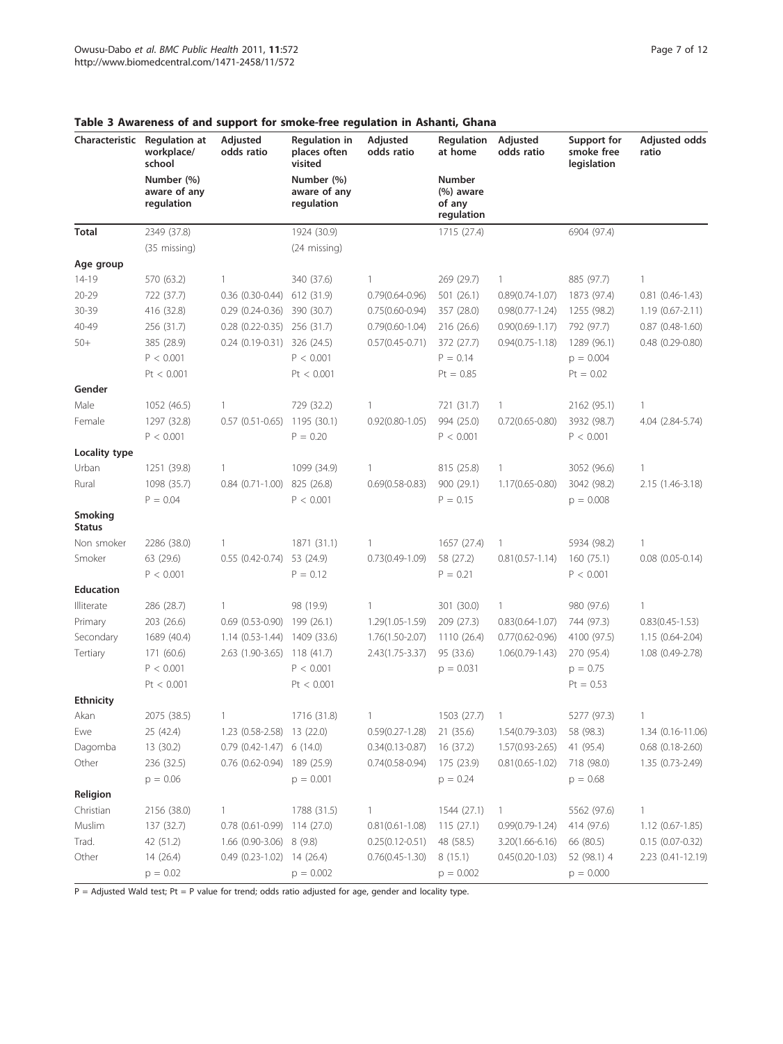**Table 3 Awareness of and support for smoke-free regulation in Ashanti, Ghana**

| Characteristic | Regulation at workplace/ school | Adjusted odds ratio | Regulation in places often visited | Adjusted odds ratio | Regulation at home | Adjusted odds ratio | Support for smoke free legislation | Adjusted odds ratio |
|---|---|---|---|---|---|---|---|---|
| | Number (%) aware of any regulation | | Number (%) aware of any regulation | | Number (%) aware of any regulation | | | |
| **Total** | 2349 (37.8) | | 1924 (30.9) | | 1715 (27.4) | | 6904 (97.4) | |
| | (35 missing) | | (24 missing) | | | | | |
| **Age group** | | | | | | | | |
| 14-19 | 570 (63.2) | 1 | 340 (37.6) | 1 | 269 (29.7) | 1 | 885 (97.7) | 1 |
| 20-29 | 722 (37.7) | 0.36 (0.30-0.44) | 612 (31.9) | 0.79(0.64-0.96) | 501 (26.1) | 0.89(0.74-1.07) | 1873 (97.4) | 0.81 (0.46-1.43) |
| 30-39 | 416 (32.8) | 0.29 (0.24-0.36) | 390 (30.7) | 0.75(0.60-0.94) | 357 (28.0) | 0.98(0.77-1.24) | 1255 (98.2) | 1.19 (0.67-2.11) |
| 40-49 | 256 (31.7) | 0.28 (0.22-0.35) | 256 (31.7) | 0.79(0.60-1.04) | 216 (26.6) | 0.90(0.69-1.17) | 792 (97.7) | 0.87 (0.48-1.60) |
| 50+ | 385 (28.9) | 0.24 (0.19-0.31) | 326 (24.5) | 0.57(0.45-0.71) | 372 (27.7) | 0.94(0.75-1.18) | 1289 (96.1) | 0.48 (0.29-0.80) |
| | P < 0.001 | | P < 0.001 | | P = 0.14 | | p = 0.004 | |
| | Pt < 0.001 | | Pt < 0.001 | | Pt = 0.85 | | Pt = 0.02 | |
| **Gender** | | | | | | | | |
| Male | 1052 (46.5) | 1 | 729 (32.2) | 1 | 721 (31.7) | 1 | 2162 (95.1) | 1 |
| Female | 1297 (32.8) | 0.57 (0.51-0.65) | 1195 (30.1) | 0.92(0.80-1.05) | 994 (25.0) | 0.72(0.65-0.80) | 3932 (98.7) | 4.04 (2.84-5.74) |
| | P < 0.001 | | P = 0.20 | | P < 0.001 | | P < 0.001 | |
| **Locality type** | | | | | | | | |
| Urban | 1251 (39.8) | 1 | 1099 (34.9) | 1 | 815 (25.8) | 1 | 3052 (96.6) | 1 |
| Rural | 1098 (35.7) | 0.84 (0.71-1.00) | 825 (26.8) | 0.69(0.58-0.83) | 900 (29.1) | 1.17(0.65-0.80) | 3042 (98.2) | 2.15 (1.46-3.18) |
| | P = 0.04 | | P < 0.001 | | P = 0.15 | | p = 0.008 | |
| **Smoking Status** | | | | | | | | |
| Non smoker | 2286 (38.0) | 1 | 1871 (31.1) | 1 | 1657 (27.4) | 1 | 5934 (98.2) | 1 |
| Smoker | 63 (29.6) | 0.55 (0.42-0.74) | 53 (24.9) | 0.73(0.49-1.09) | 58 (27.2) | 0.81(0.57-1.14) | 160 (75.1) | 0.08 (0.05-0.14) |
| | P < 0.001 | | P = 0.12 | | P = 0.21 | | P < 0.001 | |
| **Education** | | | | | | | | |
| Illiterate | 286 (28.7) | 1 | 98 (19.9) | 1 | 301 (30.0) | 1 | 980 (97.6) | 1 |
| Primary | 203 (26.6) | 0.69 (0.53-0.90) | 199 (26.1) | 1.29(1.05-1.59) | 209 (27.3) | 0.83(0.64-1.07) | 744 (97.3) | 0.83(0.45-1.53) |
| Secondary | 1689 (40.4) | 1.14 (0.53-1.44) | 1409 (33.6) | 1.76(1.50-2.07) | 1110 (26.4) | 0.77(0.62-0.96) | 4100 (97.5) | 1.15 (0.64-2.04) |
| Tertiary | 171 (60.6) | 2.63 (1.90-3.65) | 118 (41.7) | 2.43(1.75-3.37) | 95 (33.6) | 1.06(0.79-1.43) | 270 (95.4) | 1.08 (0.49-2.78) |
| | P < 0.001 | | P < 0.001 | | p = 0.031 | | p = 0.75 | |
| | Pt < 0.001 | | Pt < 0.001 | | | | Pt = 0.53 | |
| **Ethnicity** | | | | | | | | |
| Akan | 2075 (38.5) | 1 | 1716 (31.8) | 1 | 1503 (27.7) | 1 | 5277 (97.3) | 1 |
| Ewe | 25 (42.4) | 1.23 (0.58-2.58) | 13 (22.0) | 0.59(0.27-1.28) | 21 (35.6) | 1.54(0.79-3.03) | 58 (98.3) | 1.34 (0.16-11.06) |
| Dagomba | 13 (30.2) | 0.79 (0.42-1.47) | 6 (14.0) | 0.34(0.13-0.87) | 16 (37.2) | 1.57(0.93-2.65) | 41 (95.4) | 0.68 (0.18-2.60) |
| Other | 236 (32.5) | 0.76 (0.62-0.94) | 189 (25.9) | 0.74(0.58-0.94) | 175 (23.9) | 0.81(0.65-1.02) | 718 (98.0) | 1.35 (0.73-2.49) |
| | p = 0.06 | | p = 0.001 | | p = 0.24 | | p = 0.68 | |
| **Religion** | | | | | | | | |
| Christian | 2156 (38.0) | 1 | 1788 (31.5) | 1 | 1544 (27.1) | 1 | 5562 (97.6) | 1 |
| Muslim | 137 (32.7) | 0.78 (0.61-0.99) | 114 (27.0) | 0.81(0.61-1.08) | 115 (27.1) | 0.99(0.79-1.24) | 414 (97.6) | 1.12 (0.67-1.85) |
| Trad. | 42 (51.2) | 1.66 (0.90-3.06) | 8 (9.8) | 0.25(0.12-0.51) | 48 (58.5) | 3.20(1.66-6.16) | 66 (80.5) | 0.15 (0.07-0.32) |
| Other | 14 (26.4) | 0.49 (0.23-1.02) | 14 (26.4) | 0.76(0.45-1.30) | 8 (15.1) | 0.45(0.20-1.03) | 52 (98.1) 4 | 2.23 (0.41-12.19) |
| | p = 0.02 | | p = 0.002 | | p = 0.002 | | p = 0.000 | |

P = Adjusted Wald test; Pt = P value for trend; odds ratio adjusted for age, gender and locality type.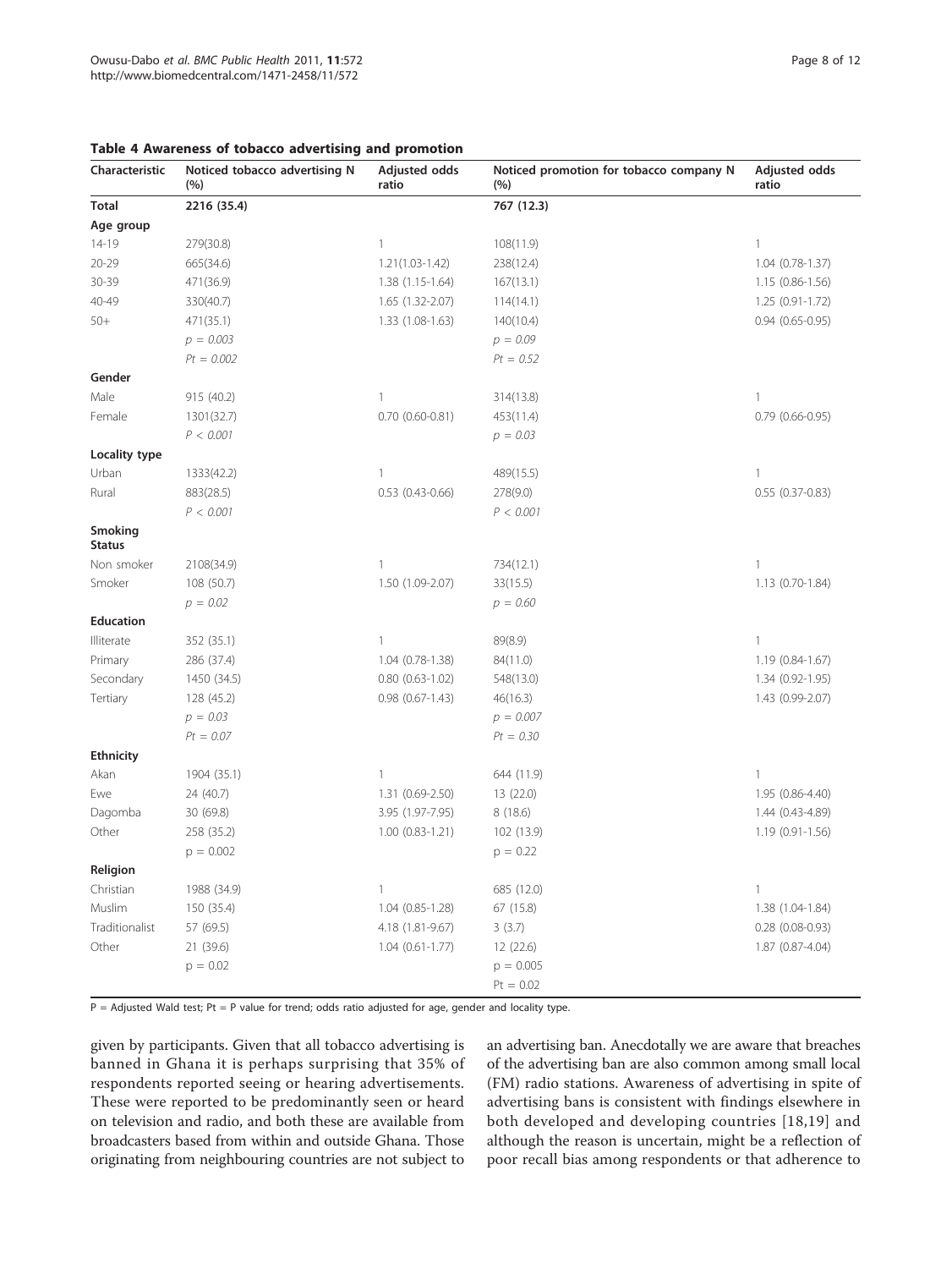**Table 4 Awareness of tobacco advertising and promotion**

| Characteristic | Noticed tobacco advertising N (%) | Adjusted odds ratio | Noticed promotion for tobacco company N (%) | Adjusted odds ratio |
|---|---|---|---|---|
| **Total** | **2216 (35.4)** | | **767 (12.3)** | |
| **Age group** | | | | |
| 14-19 | 279(30.8) | 1 | 108(11.9) | 1 |
| 20-29 | 665(34.6) | 1.21(1.03-1.42) | 238(12.4) | 1.04 (0.78-1.37) |
| 30-39 | 471(36.9) | 1.38 (1.15-1.64) | 167(13.1) | 1.15 (0.86-1.56) |
| 40-49 | 330(40.7) | 1.65 (1.32-2.07) | 114(14.1) | 1.25 (0.91-1.72) |
| 50+ | 471(35.1) | 1.33 (1.08-1.63) | 140(10.4) | 0.94 (0.65-0.95) |
| | *p = 0.003* | | *p = 0.09* | |
| | *Pt = 0.002* | | *Pt = 0.52* | |
| **Gender** | | | | |
| Male | 915 (40.2) | 1 | 314(13.8) | 1 |
| Female | 1301(32.7) | 0.70 (0.60-0.81) | 453(11.4) | 0.79 (0.66-0.95) |
| | *P < 0.001* | | *p = 0.03* | |
| **Locality type** | | | | |
| Urban | 1333(42.2) | 1 | 489(15.5) | 1 |
| Rural | 883(28.5) | 0.53 (0.43-0.66) | 278(9.0) | 0.55 (0.37-0.83) |
| | *P < 0.001* | | *P < 0.001* | |
| **Smoking Status** | | | | |
| Non smoker | 2108(34.9) | 1 | 734(12.1) | 1 |
| Smoker | 108 (50.7) | 1.50 (1.09-2.07) | 33(15.5) | 1.13 (0.70-1.84) |
| | *p = 0.02* | | *p = 0.60* | |
| **Education** | | | | |
| Illiterate | 352 (35.1) | 1 | 89(8.9) | 1 |
| Primary | 286 (37.4) | 1.04 (0.78-1.38) | 84(11.0) | 1.19 (0.84-1.67) |
| Secondary | 1450 (34.5) | 0.80 (0.63-1.02) | 548(13.0) | 1.34 (0.92-1.95) |
| Tertiary | 128 (45.2) | 0.98 (0.67-1.43) | 46(16.3) | 1.43 (0.99-2.07) |
| | *p = 0.03* | | *p = 0.007* | |
| | *Pt = 0.07* | | *Pt = 0.30* | |
| **Ethnicity** | | | | |
| Akan | 1904 (35.1) | 1 | 644 (11.9) | 1 |
| Ewe | 24 (40.7) | 1.31 (0.69-2.50) | 13 (22.0) | 1.95 (0.86-4.40) |
| Dagomba | 30 (69.8) | 3.95 (1.97-7.95) | 8 (18.6) | 1.44 (0.43-4.89) |
| Other | 258 (35.2) | 1.00 (0.83-1.21) | 102 (13.9) | 1.19 (0.91-1.56) |
| | p = 0.002 | | p = 0.22 | |
| **Religion** | | | | |
| Christian | 1988 (34.9) | 1 | 685 (12.0) | 1 |
| Muslim | 150 (35.4) | 1.04 (0.85-1.28) | 67 (15.8) | 1.38 (1.04-1.84) |
| Traditionalist | 57 (69.5) | 4.18 (1.81-9.67) | 3 (3.7) | 0.28 (0.08-0.93) |
| Other | 21 (39.6) | 1.04 (0.61-1.77) | 12 (22.6) | 1.87 (0.87-4.04) |
| | p = 0.02 | | p = 0.005 | |
| | | | Pt = 0.02 | |

P = Adjusted Wald test; Pt = P value for trend; odds ratio adjusted for age, gender and locality type.

given by participants. Given that all tobacco advertising is banned in Ghana it is perhaps surprising that 35% of respondents reported seeing or hearing advertisements. These were reported to be predominantly seen or heard on television and radio, and both these are available from broadcasters based from within and outside Ghana. Those originating from neighbouring countries are not subject to an advertising ban. Anecdotally we are aware that breaches of the advertising ban are also common among small local (FM) radio stations. Awareness of advertising in spite of advertising bans is consistent with findings elsewhere in both developed and developing countries [18,19] and although the reason is uncertain, might be a reflection of poor recall bias among respondents or that adherence to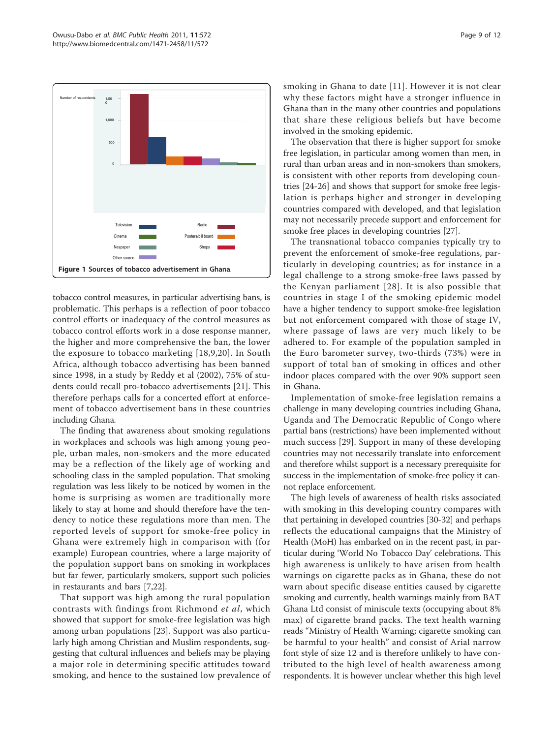Figure 1 Sources of tobacco advertisement in Ghana.

tobacco control measures, in particular advertising bans, is problematic. This perhaps is a reflection of poor tobacco control efforts or inadequacy of the control measures as tobacco control efforts work in a dose response manner, the higher and more comprehensive the ban, the lower the exposure to tobacco marketing [18,9,20]. In South Africa, although tobacco advertising has been banned since 1998, in a study by Reddy et al (2002), 75% of students could recall pro-tobacco advertisements [21]. This therefore perhaps calls for a concerted effort at enforcement of tobacco advertisement bans in these countries including Ghana.

The finding that awareness about smoking regulations in workplaces and schools was high among young people, urban males, non-smokers and the more educated may be a reflection of the likely age of working and schooling class in the sampled population. That smoking regulation was less likely to be noticed by women in the home is surprising as women are traditionally more likely to stay at home and should therefore have the tendency to notice these regulations more than men. The reported levels of support for smoke-free policy in Ghana were extremely high in comparison with (for example) European countries, where a large majority of the population support bans on smoking in workplaces but far fewer, particularly smokers, support such policies in restaurants and bars [7,22].

That support was high among the rural population contrasts with findings from Richmond *et al*, which showed that support for smoke-free legislation was high among urban populations [23]. Support was also particularly high among Christian and Muslim respondents, suggesting that cultural influences and beliefs may be playing a major role in determining specific attitudes toward smoking, and hence to the sustained low prevalence of smoking in Ghana to date [11]. However it is not clear why these factors might have a stronger influence in Ghana than in the many other countries and populations that share these religious beliefs but have become involved in the smoking epidemic.

The observation that there is higher support for smoke free legislation, in particular among women than men, in rural than urban areas and in non-smokers than smokers, is consistent with other reports from developing countries [24-26] and shows that support for smoke free legislation is perhaps higher and stronger in developing countries compared with developed, and that legislation may not necessarily precede support and enforcement for smoke free places in developing countries [27].

The transnational tobacco companies typically try to prevent the enforcement of smoke-free regulations, particularly in developing countries; as for instance in a legal challenge to a strong smoke-free laws passed by the Kenyan parliament [28]. It is also possible that countries in stage I of the smoking epidemic model have a higher tendency to support smoke-free legislation but not enforcement compared with those of stage IV, where passage of laws are very much likely to be adhered to. For example of the population sampled in the Euro barometer survey, two-thirds (73%) were in support of total ban of smoking in offices and other indoor places compared with the over 90% support seen in Ghana.

Implementation of smoke-free legislation remains a challenge in many developing countries including Ghana, Uganda and The Democratic Republic of Congo where partial bans (restrictions) have been implemented without much success [29]. Support in many of these developing countries may not necessarily translate into enforcement and therefore whilst support is a necessary prerequisite for success in the implementation of smoke-free policy it cannot replace enforcement.

The high levels of awareness of health risks associated with smoking in this developing country compares with that pertaining in developed countries [30-32] and perhaps reflects the educational campaigns that the Ministry of Health (MoH) has embarked on in the recent past, in particular during 'World No Tobacco Day' celebrations. This high awareness is unlikely to have arisen from health warnings on cigarette packs as in Ghana, these do not warn about specific disease entities caused by cigarette smoking and currently, health warnings mainly from BAT Ghana Ltd consist of miniscule texts (occupying about 8% max) of cigarette brand packs. The text health warning reads "Ministry of Health Warning; cigarette smoking can be harmful to your health" and consist of Arial narrow font style of size 12 and is therefore unlikely to have contributed to the high level of health awareness among respondents. It is however unclear whether this high level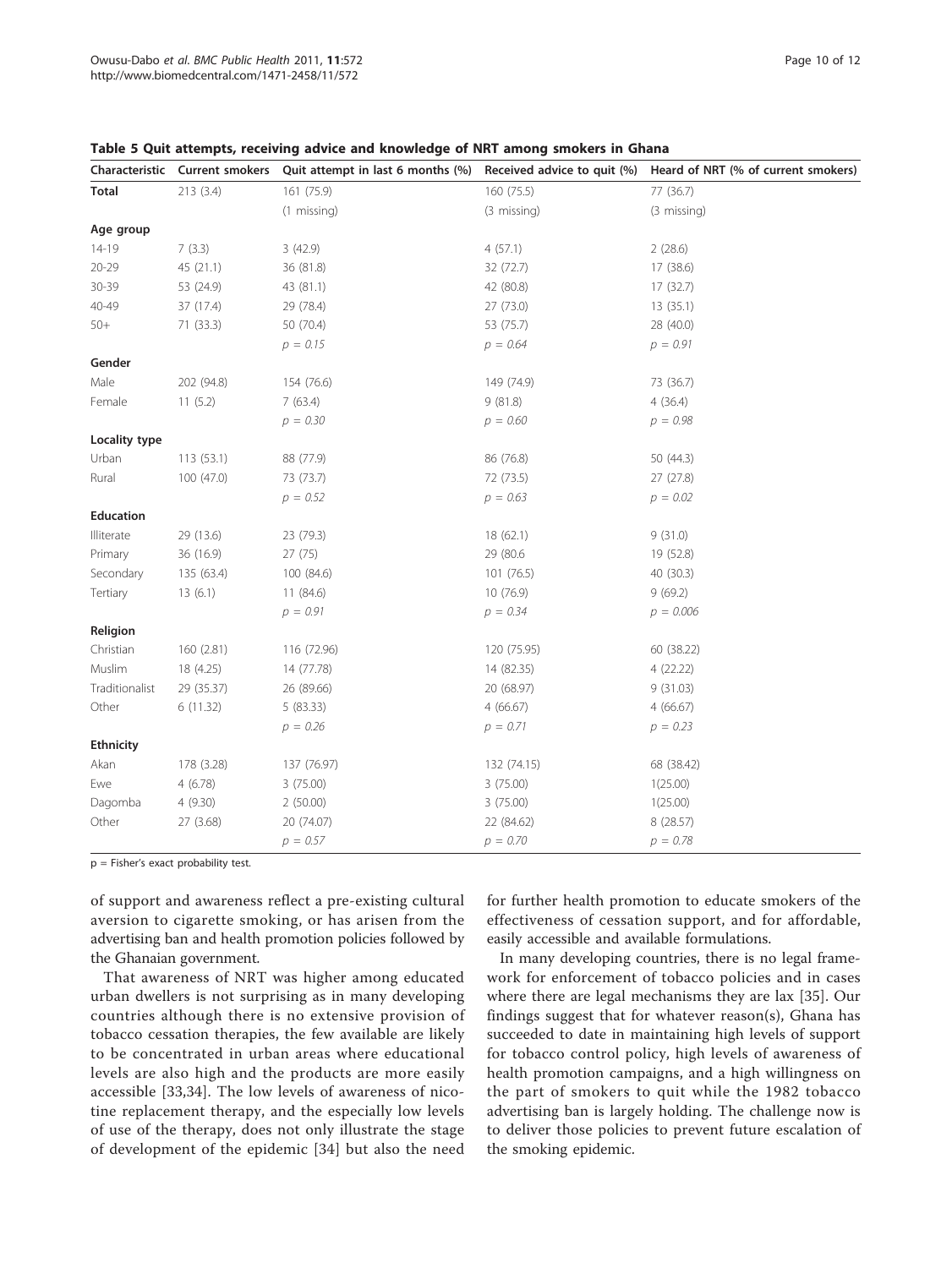**Table 5 Quit attempts, receiving advice and knowledge of NRT among smokers in Ghana**

| Characteristic | Current smokers | Quit attempt in last 6 months (%) | Received advice to quit (%) | Heard of NRT (% of current smokers) |
|---|---|---|---|---|
| **Total** | 213 (3.4) | 161 (75.9) | 160 (75.5) | 77 (36.7) |
| | | (1 missing) | (3 missing) | (3 missing) |
| **Age group** | | | | |
| 14-19 | 7 (3.3) | 3 (42.9) | 4 (57.1) | 2 (28.6) |
| 20-29 | 45 (21.1) | 36 (81.8) | 32 (72.7) | 17 (38.6) |
| 30-39 | 53 (24.9) | 43 (81.1) | 42 (80.8) | 17 (32.7) |
| 40-49 | 37 (17.4) | 29 (78.4) | 27 (73.0) | 13 (35.1) |
| 50+ | 71 (33.3) | 50 (70.4) | 53 (75.7) | 28 (40.0) |
| | | $p = 0.15$ | $p = 0.64$ | $p = 0.91$ |
| **Gender** | | | | |
| Male | 202 (94.8) | 154 (76.6) | 149 (74.9) | 73 (36.7) |
| Female | 11 (5.2) | 7 (63.4) | 9 (81.8) | 4 (36.4) |
| | | $p = 0.30$ | $p = 0.60$ | $p = 0.98$ |
| **Locality type** | | | | |
| Urban | 113 (53.1) | 88 (77.9) | 86 (76.8) | 50 (44.3) |
| Rural | 100 (47.0) | 73 (73.7) | 72 (73.5) | 27 (27.8) |
| | | $p = 0.52$ | $p = 0.63$ | $p = 0.02$ |
| **Education** | | | | |
| Illiterate | 29 (13.6) | 23 (79.3) | 18 (62.1) | 9 (31.0) |
| Primary | 36 (16.9) | 27 (75) | 29 (80.6 | 19 (52.8) |
| Secondary | 135 (63.4) | 100 (84.6) | 101 (76.5) | 40 (30.3) |
| Tertiary | 13 (6.1) | 11 (84.6) | 10 (76.9) | 9 (69.2) |
| | | $p = 0.91$ | $p = 0.34$ | $p = 0.006$ |
| **Religion** | | | | |
| Christian | 160 (2.81) | 116 (72.96) | 120 (75.95) | 60 (38.22) |
| Muslim | 18 (4.25) | 14 (77.78) | 14 (82.35) | 4 (22.22) |
| Traditionalist | 29 (35.37) | 26 (89.66) | 20 (68.97) | 9 (31.03) |
| Other | 6 (11.32) | 5 (83.33) | 4 (66.67) | 4 (66.67) |
| | | $p = 0.26$ | $p = 0.71$ | $p = 0.23$ |
| **Ethnicity** | | | | |
| Akan | 178 (3.28) | 137 (76.97) | 132 (74.15) | 68 (38.42) |
| Ewe | 4 (6.78) | 3 (75.00) | 3 (75.00) | 1(25.00) |
| Dagomba | 4 (9.30) | 2 (50.00) | 3 (75.00) | 1(25.00) |
| Other | 27 (3.68) | 20 (74.07) | 22 (84.62) | 8 (28.57) |
| | | $p = 0.57$ | $p = 0.70$ | $p = 0.78$ |

p = Fisher's exact probability test.

of support and awareness reflect a pre-existing cultural aversion to cigarette smoking, or has arisen from the advertising ban and health promotion policies followed by the Ghanaian government.

That awareness of NRT was higher among educated urban dwellers is not surprising as in many developing countries although there is no extensive provision of tobacco cessation therapies, the few available are likely to be concentrated in urban areas where educational levels are also high and the products are more easily accessible [33,34]. The low levels of awareness of nicotine replacement therapy, and the especially low levels of use of the therapy, does not only illustrate the stage of development of the epidemic [34] but also the need for further health promotion to educate smokers of the effectiveness of cessation support, and for affordable, easily accessible and available formulations.

In many developing countries, there is no legal framework for enforcement of tobacco policies and in cases where there are legal mechanisms they are lax [35]. Our findings suggest that for whatever reason(s), Ghana has succeeded to date in maintaining high levels of support for tobacco control policy, high levels of awareness of health promotion campaigns, and a high willingness on the part of smokers to quit while the 1982 tobacco advertising ban is largely holding. The challenge now is to deliver those policies to prevent future escalation of the smoking epidemic.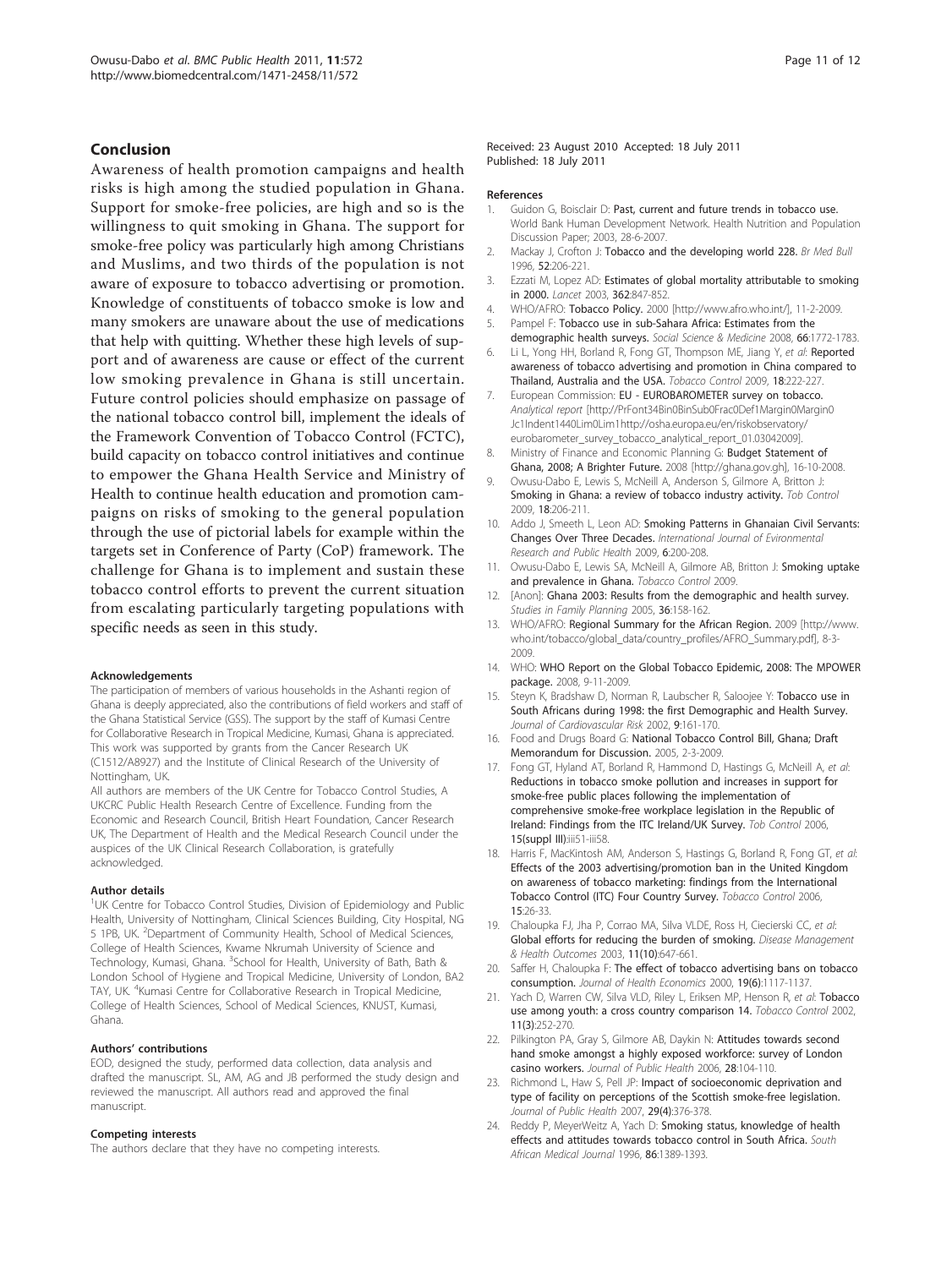## Conclusion

Awareness of health promotion campaigns and health risks is high among the studied population in Ghana. Support for smoke-free policies, are high and so is the willingness to quit smoking in Ghana. The support for smoke-free policy was particularly high among Christians and Muslims, and two thirds of the population is not aware of exposure to tobacco advertising or promotion. Knowledge of constituents of tobacco smoke is low and many smokers are unaware about the use of medications that help with quitting. Whether these high levels of support and of awareness are cause or effect of the current low smoking prevalence in Ghana is still uncertain. Future control policies should emphasize on passage of the national tobacco control bill, implement the ideals of the Framework Convention of Tobacco Control (FCTC), build capacity on tobacco control initiatives and continue to empower the Ghana Health Service and Ministry of Health to continue health education and promotion campaigns on risks of smoking to the general population through the use of pictorial labels for example within the targets set in Conference of Party (CoP) framework. The challenge for Ghana is to implement and sustain these tobacco control efforts to prevent the current situation from escalating particularly targeting populations with specific needs as seen in this study.

#### Acknowledgements

The participation of members of various households in the Ashanti region of Ghana is deeply appreciated, also the contributions of field workers and staff of the Ghana Statistical Service (GSS). The support by the staff of Kumasi Centre for Collaborative Research in Tropical Medicine, Kumasi, Ghana is appreciated. This work was supported by grants from the Cancer Research UK (C1512/A8927) and the Institute of Clinical Research of the University of Nottingham, UK.

All authors are members of the UK Centre for Tobacco Control Studies, A UKCRC Public Health Research Centre of Excellence. Funding from the Economic and Research Council, British Heart Foundation, Cancer Research UK, The Department of Health and the Medical Research Council under the auspices of the UK Clinical Research Collaboration, is gratefully acknowledged.

#### Author details

[1]UK Centre for Tobacco Control Studies, Division of Epidemiology and Public Health, University of Nottingham, Clinical Sciences Building, City Hospital, NG 5 1PB, UK. [2]Department of Community Health, School of Medical Sciences, College of Health Sciences, Kwame Nkrumah University of Science and Technology, Kumasi, Ghana. [3]School for Health, University of Bath, Bath & London School of Hygiene and Tropical Medicine, University of London, BA2 7AY, UK. [4]Kumasi Centre for Collaborative Research in Tropical Medicine, College of Health Sciences, School of Medical Sciences, KNUST, Kumasi, Ghana.

#### Authors' contributions

EOD, designed the study, performed data collection, data analysis and drafted the manuscript. SL, AM, AG and JB performed the study design and reviewed the manuscript. All authors read and approved the final manuscript.

#### Competing interests

The authors declare that they have no competing interests.

Received: 23 August 2010 Accepted: 18 July 2011
Published: 18 July 2011

#### References

1. Guidon G, Boisclair D: **Past, current and future trends in tobacco use.** World Bank Human Development Network. Health Nutrition and Population Discussion Paper; 2003, 28-6-2007.
2. Mackay J, Crofton J: **Tobacco and the developing world 228.** *Br Med Bull* 1996, **52**:206-221.
3. Ezzati M, Lopez AD: **Estimates of global mortality attributable to smoking in 2000.** *Lancet* 2003, **362**:847-852.
4. WHO/AFRO: **Tobacco Policy.** 2000 [http://www.afro.who.int/], 11-2-2009.
5. Pampel F: **Tobacco use in sub-Sahara Africa: Estimates from the demographic health surveys.** *Social Science & Medicine* 2008, **66**:1772-1783.
6. Li L, Yong HH, Borland R, Fong GT, Thompson ME, Jiang Y, *et al*: **Reported awareness of tobacco advertising and promotion in China compared to Thailand, Australia and the USA.** *Tobacco Control* 2009, **18**:222-227.
7. European Commission: **EU - EUROBAROMETER survey on tobacco.** *Analytical report* [http://PrFont34Bin0BinSub0Frac0Def1Margin0Margin0Jc1Indent1440Lim0Lim1http://osha.europa.eu/en/riskobservatory/eurobarometer_survey_tobacco_analytical_report_01.03042009].
8. Ministry of Finance and Economic Planning G: **Budget Statement of Ghana, 2008; A Brighter Future.** 2008 [http://ghana.gov.gh], 16-10-2008.
9. Owusu-Dabo E, Lewis S, McNeill A, Anderson S, Gilmore A, Britton J: **Smoking in Ghana: a review of tobacco industry activity.** *Tob Control* 2009, **18**:206-211.
10. Addo J, Smeeth L, Leon AD: **Smoking Patterns in Ghanaian Civil Servants: Changes Over Three Decades.** *International Journal of Evironmental Research and Public Health* 2009, **6**:200-208.
11. Owusu-Dabo E, Lewis SA, McNeill A, Gilmore AB, Britton J: **Smoking uptake and prevalence in Ghana.** *Tobacco Control* 2009.
12. [Anon]: **Ghana 2003: Results from the demographic and health survey.** *Studies in Family Planning* 2005, **36**:158-162.
13. WHO/AFRO: **Regional Summary for the African Region.** 2009 [http://www.who.int/tobacco/global_data/country_profiles/AFRO_Summary.pdf], 8-3-2009.
14. WHO: **WHO Report on the Global Tobacco Epidemic, 2008: The MPOWER package.** 2008, 9-11-2009.
15. Steyn K, Bradshaw D, Norman R, Laubscher R, Saloojee Y: **Tobacco use in South Africans during 1998: the first Demographic and Health Survey.** *Journal of Cardiovascular Risk* 2002, **9**:161-170.
16. Food and Drugs Board G: **National Tobacco Control Bill, Ghana; Draft Memorandum for Discussion.** 2005, 2-3-2009.
17. Fong GT, Hyland AT, Borland R, Hammond D, Hastings G, McNeill A, *et al*: **Reductions in tobacco smoke pollution and increases in support for smoke-free public places following the implementation of comprehensive smoke-free workplace legislation in the Republic of Ireland: Findings from the ITC Ireland/UK Survey.** *Tob Control* 2006, **15(suppl III)**:iii51-iii58.
18. Harris F, MacKintosh AM, Anderson S, Hastings G, Borland R, Fong GT, *et al*: **Effects of the 2003 advertising/promotion ban in the United Kingdom on awareness of tobacco marketing: findings from the International Tobacco Control (ITC) Four Country Survey.** *Tobacco Control* 2006, **15**:26-33.
19. Chaloupka FJ, Jha P, Corrao MA, Silva VLDE, Ross H, Ciecierski CC, *et al*: **Global efforts for reducing the burden of smoking.** *Disease Management & Health Outcomes* 2003, **11(10)**:647-661.
20. Saffer H, Chaloupka F: **The effect of tobacco advertising bans on tobacco consumption.** *Journal of Health Economics* 2000, **19(6)**:1117-1137.
21. Yach D, Warren CW, Silva VLD, Riley L, Eriksen MP, Henson R, *et al*: **Tobacco use among youth: a cross country comparison 14.** *Tobacco Control* 2002, **11(3)**:252-270.
22. Pilkington PA, Gray S, Gilmore AB, Daykin N: **Attitudes towards second hand smoke amongst a highly exposed workforce: survey of London casino workers.** *Journal of Public Health* 2006, **28**:104-110.
23. Richmond L, Haw S, Pell JP: **Impact of socioeconomic deprivation and type of facility on perceptions of the Scottish smoke-free legislation.** *Journal of Public Health* 2007, **29(4)**:376-378.
24. Reddy P, MeyerWeitz A, Yach D: **Smoking status, knowledge of health effects and attitudes towards tobacco control in South Africa.** *South African Medical Journal* 1996, **86**:1389-1393.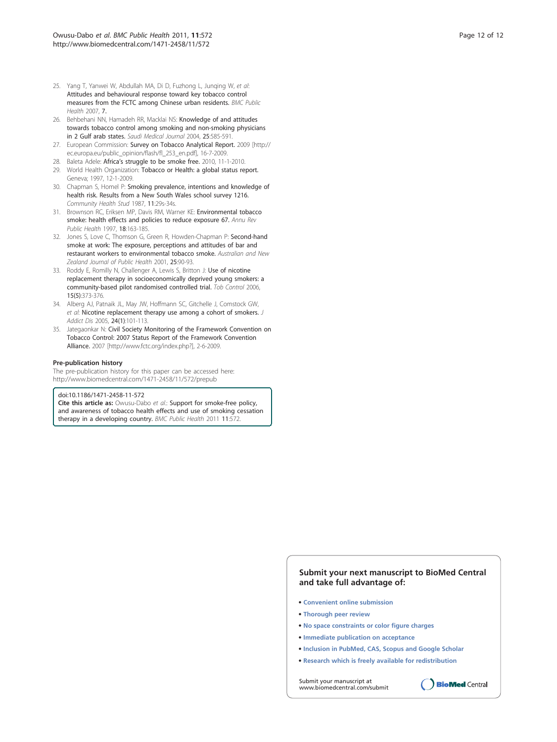25. Yang T, Yanwei W, Abdullah MA, Di D, Fuzhong L, Junqing W, *et al*: **Attitudes and behavioural response toward key tobacco control measures from the FCTC among Chinese urban residents.** *BMC Public Health* 2007, **7**.
26. Behbehani NN, Hamadeh RR, Macklai NS: **Knowledge of and attitudes towards tobacco control among smoking and non-smoking physicians in 2 Gulf arab states.** *Saudi Medical Journal* 2004, **25**:585-591.
27. European Commission: **Survey on Tobacco Analytical Report.** 2009 [http://ec.europa.eu/public_opinion/flash/fl_253_en.pdf], 16-7-2009.
28. Baleta Adele: **Africa's struggle to be smoke free.** 2010, 11-1-2010.
29. World Health Organization: **Tobacco or Health: a global status report.** Geneva; 1997, 12-1-2009.
30. Chapman S, Homel P: **Smoking prevalence, intentions and knowledge of health risk. Results from a New South Wales school survey 1216.** *Community Health Stud* 1987, **11**:29s-34s.
31. Brownson RC, Eriksen MP, Davis RM, Warner KE: **Environmental tobacco smoke: health effects and policies to reduce exposure 67.** *Annu Rev Public Health* 1997, **18**:163-185.
32. Jones S, Love C, Thomson G, Green R, Howden-Chapman P: **Second-hand smoke at work: The exposure, perceptions and attitudes of bar and restaurant workers to environmental tobacco smoke.** *Australian and New Zealand Journal of Public Health* 2001, **25**:90-93.
33. Roddy E, Romilly N, Challenger A, Lewis S, Britton J: **Use of nicotine replacement therapy in socioeconomically deprived young smokers: a community-based pilot randomised controlled trial.** *Tob Control* 2006, **15(5)**:373-376.
34. Alberg AJ, Patnaik JL, May JW, Hoffmann SC, Gitchelle J, Comstock GW, *et al*: **Nicotine replacement therapy use among a cohort of smokers.** *J Addict Dis* 2005, **24(1)**:101-113.
35. Jategaonkar N: **Civil Society Monitoring of the Framework Convention on Tobacco Control: 2007 Status Report of the Framework Convention Alliance.** 2007 [http://www.fctc.org/index.php?], 2-6-2009.

#### Pre-publication history

The pre-publication history for this paper can be accessed here:
http://www.biomedcentral.com/1471-2458/11/572/prepub

doi:10.1186/1471-2458-11-572
**Cite this article as:** Owusu-Dabo *et al.*: Support for smoke-free policy, and awareness of tobacco health effects and use of smoking cessation therapy in a developing country. *BMC Public Health* 2011 **11**:572.

**Submit your next manuscript to BioMed Central and take full advantage of:**

- Convenient online submission
- Thorough peer review
- No space constraints or color figure charges
- Immediate publication on acceptance
- Inclusion in PubMed, CAS, Scopus and Google Scholar
- Research which is freely available for redistribution

Submit your manuscript at
www.biomedcentral.com/submit

BioMed Central